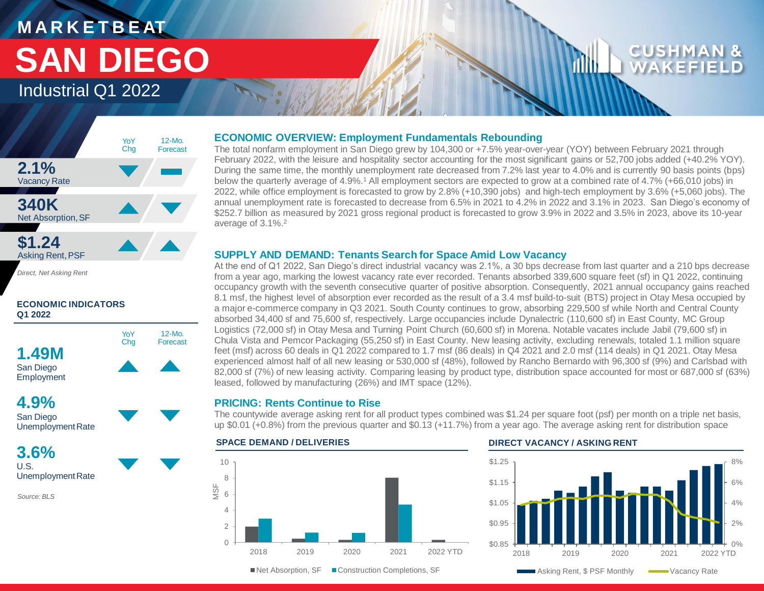# MARKETBEAT

# SAN DIEGO

## Industrial Q1 2022

CUSHMAN & WAKEFIELD

| | YoY Chg | 12-Mo. Forecast |
|---|---|---|
| **2.1%** Vacancy Rate | ▼ | ▬ |
| **340K** Net Absorption, SF | ▲ | ▼ |
| **$1.24** Asking Rent, PSF | ▲ | ▲ |

*Direct, Net Asking Rent*

### ECONOMIC INDICATORS Q1 2022

| | YoY Chg | 12-Mo. Forecast |
|---|---|---|
| **1.49M** San Diego Employment | ▲ | ▲ |
| **4.9%** San Diego Unemployment Rate | ▼ | ▼ |
| **3.6%** U.S. Unemployment Rate | ▼ | ▼ |

*Source: BLS*

### ECONOMIC OVERVIEW: Employment Fundamentals Rebounding

The total nonfarm employment in San Diego grew by 104,300 or +7.5% year-over-year (YOY) between February 2021 through February 2022, with the leisure and hospitality sector accounting for the most significant gains or 52,700 jobs added (+40.2% YOY). During the same time, the monthly unemployment rate decreased from 7.2% last year to 4.0% and is currently 90 basis points (bps) below the quarterly average of 4.9%.[1] All employment sectors are expected to grow at a combined rate of 4.7% (+66,010 jobs) in 2022, while office employment is forecasted to grow by 2.8% (+10,390 jobs) and high-tech employment by 3.6% (+5,060 jobs). The annual unemployment rate is forecasted to decrease from 6.5% in 2021 to 4.2% in 2022 and 3.1% in 2023. San Diego's economy of $252.7 billion as measured by 2021 gross regional product is forecasted to grow 3.9% in 2022 and 3.5% in 2023, above its 10-year average of 3.1%.[2]

### SUPPLY AND DEMAND: Tenants Search for Space Amid Low Vacancy

At the end of Q1 2022, San Diego's direct industrial vacancy was 2.1%, a 30 bps decrease from last quarter and a 210 bps decrease from a year ago, marking the lowest vacancy rate ever recorded. Tenants absorbed 339,600 square feet (sf) in Q1 2022, continuing occupancy growth with the seventh consecutive quarter of positive absorption. Consequently, 2021 annual occupancy gains reached 8.1 msf, the highest level of absorption ever recorded as the result of a 3.4 msf build-to-suit (BTS) project in Otay Mesa occupied by a major e-commerce company in Q3 2021. South County continues to grow, absorbing 229,500 sf while North and Central County absorbed 34,400 sf and 75,600 sf, respectively. Large occupancies include Dynalectric (110,600 sf) in East County, MC Group Logistics (72,000 sf) in Otay Mesa and Turning Point Church (60,600 sf) in Morena. Notable vacates include Jabil (79,600 sf) in Chula Vista and Pemcor Packaging (55,250 sf) in East County. New leasing activity, excluding renewals, totaled 1.1 million square feet (msf) across 60 deals in Q1 2022 compared to 1.7 msf (86 deals) in Q4 2021 and 2.0 msf (114 deals) in Q1 2021. Otay Mesa experienced almost half of all new leasing or 530,000 sf (48%), followed by Rancho Bernardo with 96,300 sf (9%) and Carlsbad with 82,000 sf (7%) of new leasing activity. Comparing leasing by product type, distribution space accounted for most or 687,000 sf (63%) leased, followed by manufacturing (26%) and IMT space (12%).

### PRICING: Rents Continue to Rise

The countywide average asking rent for all product types combined was $1.24 per square foot (psf) per month on a triple net basis, up $0.01 (+0.8%) from the previous quarter and $0.13 (+11.7%) from a year ago. The average asking rent for distribution space

#### SPACE DEMAND / DELIVERIES

■ Net Absorption, SF ■ Construction Completions, SF

#### DIRECT VACANCY / ASKING RENT

Asking Rent, $ PSF Monthly — Vacancy Rate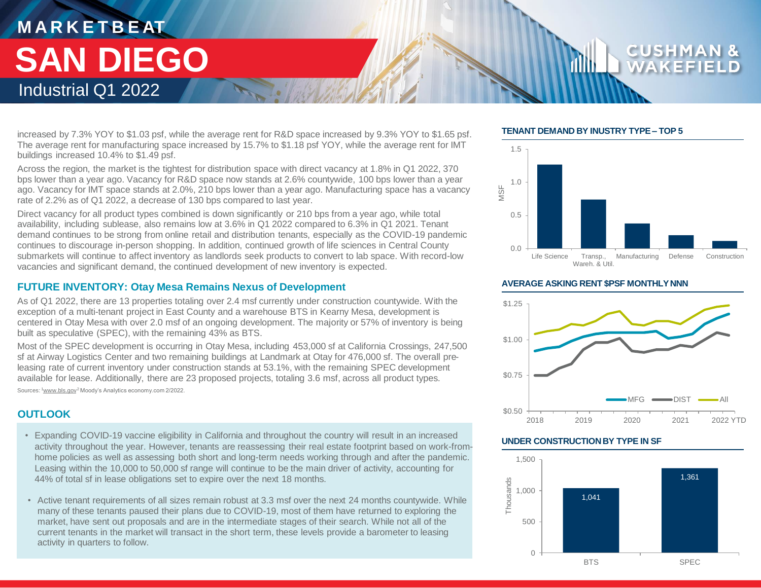increased by 7.3% YOY to $1.03 psf, while the average rent for R&D space increased by 9.3% YOY to $1.65 psf. The average rent for manufacturing space increased by 15.7% to $1.18 psf YOY, while the average rent for IMT buildings increased 10.4% to $1.49 psf.

Across the region, the market is the tightest for distribution space with direct vacancy at 1.8% in Q1 2022, 370 bps lower than a year ago. Vacancy for R&D space now stands at 2.6% countywide, 100 bps lower than a year ago. Vacancy for IMT space stands at 2.0%, 210 bps lower than a year ago. Manufacturing space has a vacancy rate of 2.2% as of Q1 2022, a decrease of 130 bps compared to last year.

Direct vacancy for all product types combined is down significantly or 210 bps from a year ago, while total availability, including sublease, also remains low at 3.6% in Q1 2022 compared to 6.3% in Q1 2021. Tenant demand continues to be strong from online retail and distribution tenants, especially as the COVID-19 pandemic continues to discourage in-person shopping. In addition, continued growth of life sciences in Central County submarkets will continue to affect inventory as landlords seek products to convert to lab space. With record-low vacancies and significant demand, the continued development of new inventory is expected.

## FUTURE INVENTORY: Otay Mesa Remains Nexus of Development

As of Q1 2022, there are 13 properties totaling over 2.4 msf currently under construction countywide. With the exception of a multi-tenant project in East County and a warehouse BTS in Kearny Mesa, development is centered in Otay Mesa with over 2.0 msf of an ongoing development. The majority or 57% of inventory is being built as speculative (SPEC), with the remaining 43% as BTS.

Most of the SPEC development is occurring in Otay Mesa, including 453,000 sf at California Crossings, 247,500 sf at Airway Logistics Center and two remaining buildings at Landmark at Otay for 476,000 sf. The overall pre-leasing rate of current inventory under construction stands at 53.1%, with the remaining SPEC development available for lease. Additionally, there are 23 proposed projects, totaling 3.6 msf, across all product types.

Sources: [1]www.bls.gov [2]Moody's Analytics economy.com 2/2022.

## OUTLOOK

- Expanding COVID-19 vaccine eligibility in California and throughout the country will result in an increased activity throughout the year. However, tenants are reassessing their real estate footprint based on work-from-home policies as well as assessing both short and long-term needs working through and after the pandemic. Leasing within the 10,000 to 50,000 sf range will continue to be the main driver of activity, accounting for 44% of total sf in lease obligations set to expire over the next 18 months.
- Active tenant requirements of all sizes remain robust at 3.3 msf over the next 24 months countywide. While many of these tenants paused their plans due to COVID-19, most of them have returned to exploring the market, have sent out proposals and are in the intermediate stages of their search. While not all of the current tenants in the market will transact in the short term, these levels provide a barometer to leasing activity in quarters to follow.

### TENANT DEMAND BY INUSTRY TYPE – TOP 5

| Industry | MSF (approx.) |
|---|---|
| Life Science | 1.27 |
| Transp., Wareh. & Util. | 0.74 |
| Manufacturing | 0.38 |
| Defense | 0.20 |
| Construction | 0.12 |

### AVERAGE ASKING RENT $PSF MONTHLY NNN

Line chart (2018–2022 YTD) showing MFG, DIST, and All series; y-axis from $0.50 to $1.25.

### UNDER CONSTRUCTION BY TYPE IN SF

| Type | Thousands |
|---|---|
| BTS | 1,041 |
| SPEC | 1,361 |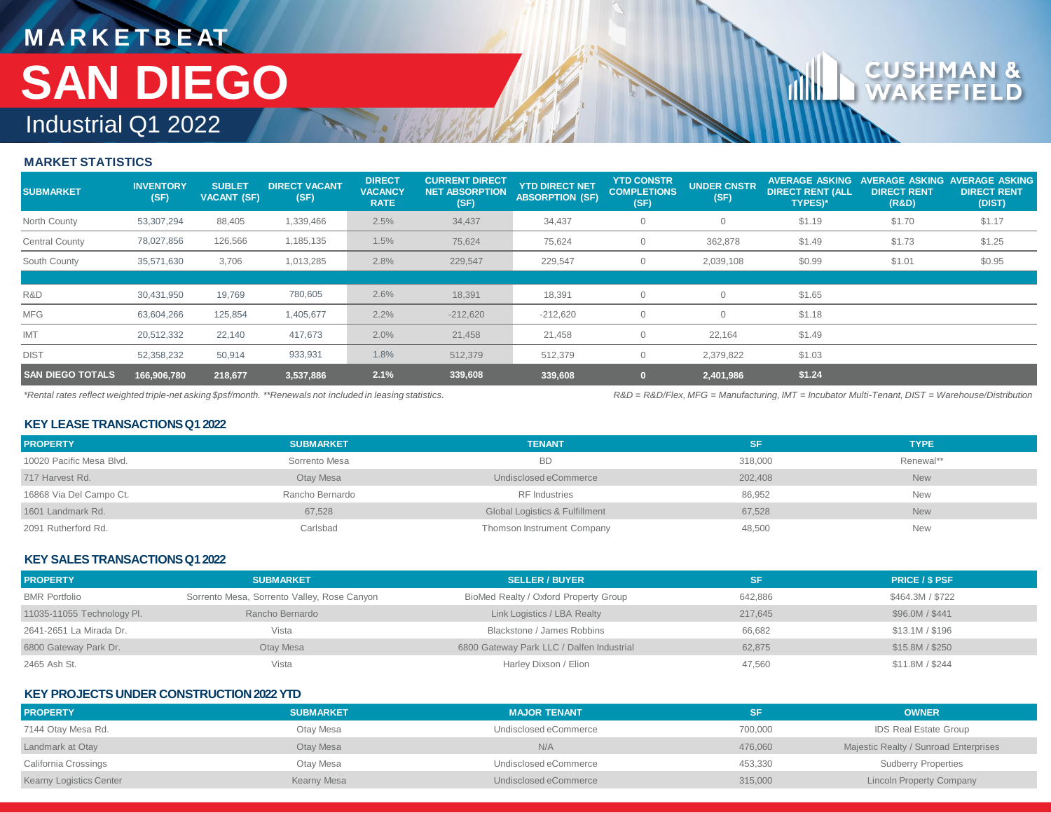# MARKETBEAT

# SAN DIEGO

## Industrial Q1 2022

### MARKET STATISTICS

| SUBMARKET | INVENTORY (SF) | SUBLET VACANT (SF) | DIRECT VACANT (SF) | DIRECT VACANCY RATE | CURRENT DIRECT NET ABSORPTION (SF) | YTD DIRECT NET ABSORPTION (SF) | YTD CONSTR COMPLETIONS (SF) | UNDER CNSTR (SF) | AVERAGE ASKING DIRECT RENT (ALL TYPES)* | AVERAGE ASKING DIRECT RENT (R&D) | AVERAGE ASKING DIRECT RENT (DIST) |
|---|---|---|---|---|---|---|---|---|---|---|---|
| North County | 53,307,294 | 88,405 | 1,339,466 | 2.5% | 34,437 | 34,437 | 0 | 0 | $1.19 | $1.70 | $1.17 |
| Central County | 78,027,856 | 126,566 | 1,185,135 | 1.5% | 75,624 | 75,624 | 0 | 362,878 | $1.49 | $1.73 | $1.25 |
| South County | 35,571,630 | 3,706 | 1,013,285 | 2.8% | 229,547 | 229,547 | 0 | 2,039,108 | $0.99 | $1.01 | $0.95 |
| | | | | | | | | | | | |
| R&D | 30,431,950 | 19,769 | 780,605 | 2.6% | 18,391 | 18,391 | 0 | 0 | $1.65 | | |
| MFG | 63,604,266 | 125,854 | 1,405,677 | 2.2% | -212,620 | -212,620 | 0 | 0 | $1.18 | | |
| IMT | 20,512,332 | 22,140 | 417,673 | 2.0% | 21,458 | 21,458 | 0 | 22,164 | $1.49 | | |
| DIST | 52,358,232 | 50,914 | 933,931 | 1.8% | 512,379 | 512,379 | 0 | 2,379,822 | $1.03 | | |
| **SAN DIEGO TOTALS** | **166,906,780** | **218,677** | **3,537,886** | **2.1%** | **339,608** | **339,608** | **0** | **2,401,986** | **$1.24** | | |

*Rental rates reflect weighted triple-net asking $psf/month. **Renewals not included in leasing statistics.*

*R&D = R&D/Flex, MFG = Manufacturing, IMT = Incubator Multi-Tenant, DIST = Warehouse/Distribution*

### KEY LEASE TRANSACTIONS Q1 2022

| PROPERTY | SUBMARKET | TENANT | SF | TYPE |
|---|---|---|---|---|
| 10020 Pacific Mesa Blvd. | Sorrento Mesa | BD | 318,000 | Renewal** |
| 717 Harvest Rd. | Otay Mesa | Undisclosed eCommerce | 202,408 | New |
| 16868 Via Del Campo Ct. | Rancho Bernardo | RF Industries | 86,952 | New |
| 1601 Landmark Rd. | 67,528 | Global Logistics & Fulfillment | 67,528 | New |
| 2091 Rutherford Rd. | Carlsbad | Thomson Instrument Company | 48,500 | New |

### KEY SALES TRANSACTIONS Q1 2022

| PROPERTY | SUBMARKET | SELLER / BUYER | SF | PRICE / $ PSF |
|---|---|---|---|---|
| BMR Portfolio | Sorrento Mesa, Sorrento Valley, Rose Canyon | BioMed Realty / Oxford Property Group | 642,886 | $464.3M / $722 |
| 11035-11055 Technology Pl. | Rancho Bernardo | Link Logistics / LBA Realty | 217,645 | $96.0M / $441 |
| 2641-2651 La Mirada Dr. | Vista | Blackstone / James Robbins | 66,682 | $13.1M / $196 |
| 6800 Gateway Park Dr. | Otay Mesa | 6800 Gateway Park LLC / Dalfen Industrial | 62,875 | $15.8M / $250 |
| 2465 Ash St. | Vista | Harley Dixson / Elion | 47,560 | $11.8M / $244 |

### KEY PROJECTS UNDER CONSTRUCTION 2022 YTD

| PROPERTY | SUBMARKET | MAJOR TENANT | SF | OWNER |
|---|---|---|---|---|
| 7144 Otay Mesa Rd. | Otay Mesa | Undisclosed eCommerce | 700,000 | IDS Real Estate Group |
| Landmark at Otay | Otay Mesa | N/A | 476,060 | Majestic Realty / Sunroad Enterprises |
| California Crossings | Otay Mesa | Undisclosed eCommerce | 453,330 | Sudberry Properties |
| Kearny Logistics Center | Kearny Mesa | Undisclosed eCommerce | 315,000 | Lincoln Property Company |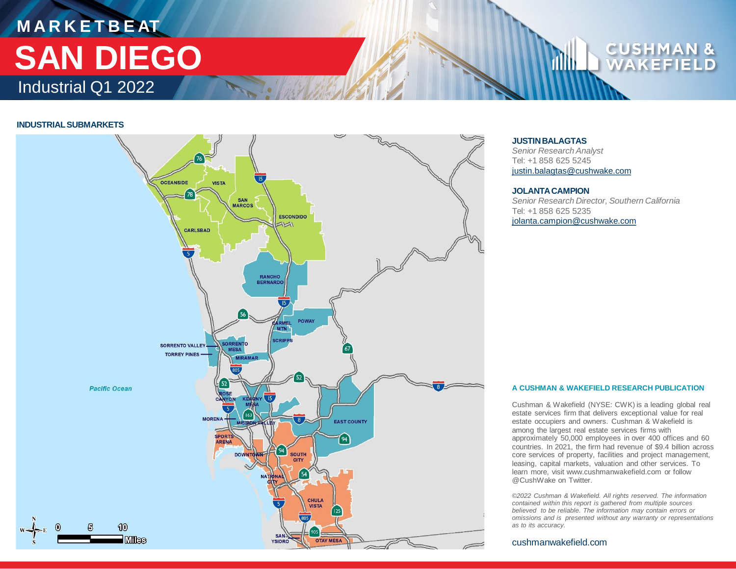# MARKETBEAT

# SAN DIEGO

## Industrial Q1 2022

### INDUSTRIAL SUBMARKETS

OCEANSIDE
VISTA
SAN MARCOS
ESCONDIDO
CARLSBAD
RANCHO BERNARDO
CARMEL MTN
POWAY
SCRIPPS
SORRENTO VALLEY
SORRENTO MESA
TORREY PINES
MIRAMAR
Pacific Ocean
ROSE CANYON
KEARNY MESA
MORENA
MISSION VALLEY
EAST COUNTY
SPORTS ARENA
DOWNTOWN
SOUTH CITY
NATIONAL CITY
CHULA VISTA
SAN YSIDRO
OTAY MESA

0 5 10
Miles

**JUSTIN BALAGTAS**
*Senior Research Analyst*
Tel: +1 858 625 5245
justin.balagtas@cushwake.com

**JOLANTA CAMPION**
*Senior Research Director, Southern California*
Tel: +1 858 625 5235
jolanta.campion@cushwake.com

### A CUSHMAN & WAKEFIELD RESEARCH PUBLICATION

Cushman & Wakefield (NYSE: CWK) is a leading global real estate services firm that delivers exceptional value for real estate occupiers and owners. Cushman & Wakefield is among the largest real estate services firms with approximately 50,000 employees in over 400 offices and 60 countries. In 2021, the firm had revenue of $9.4 billion across core services of property, facilities and project management, leasing, capital markets, valuation and other services. To learn more, visit www.cushmanwakefield.com or follow @CushWake on Twitter.

*©2022 Cushman & Wakefield. All rights reserved. The information contained within this report is gathered from multiple sources believed to be reliable. The information may contain errors or omissions and is presented without any warranty or representations as to its accuracy.*

cushmanwakefield.com